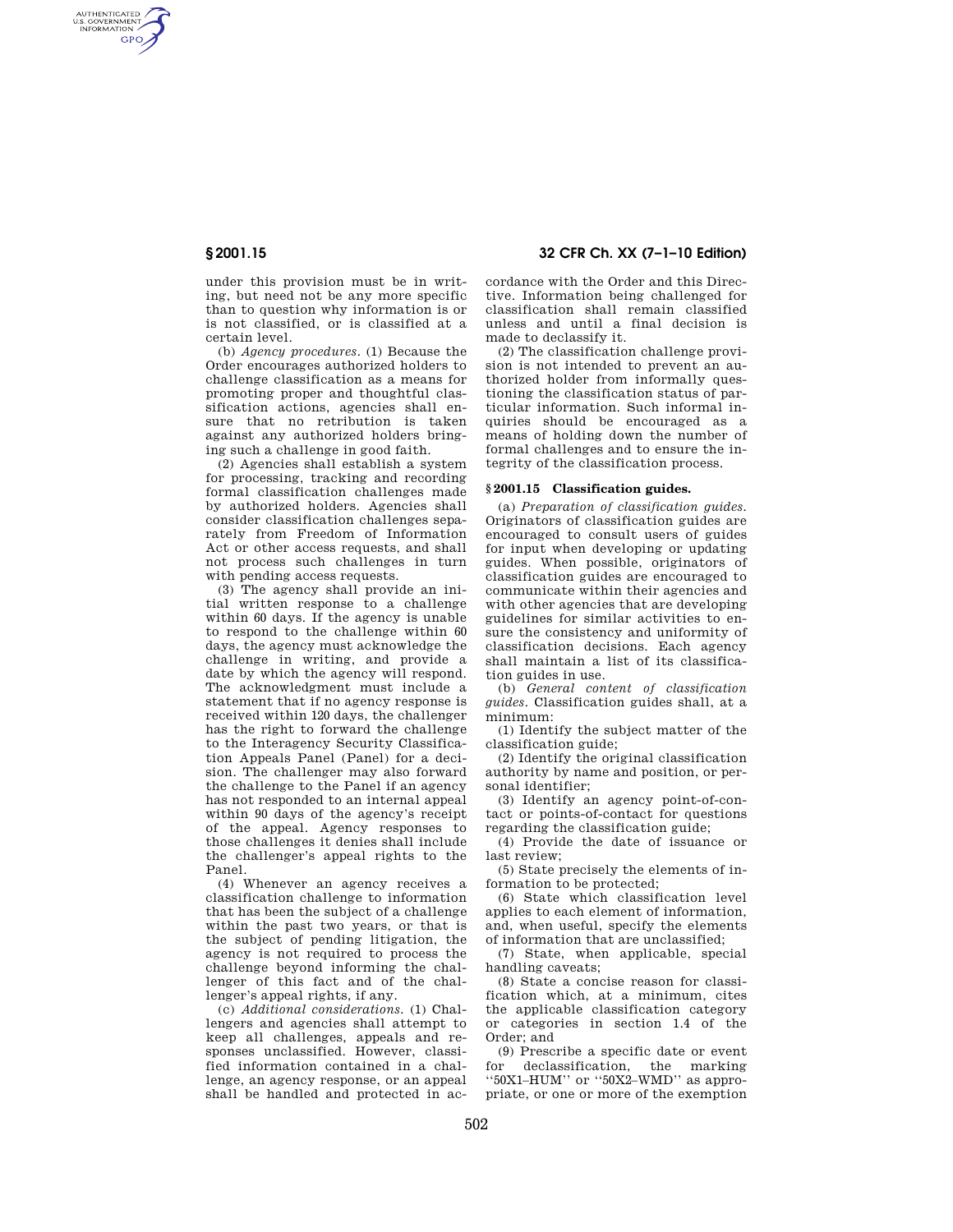under this provision must be in writing, but need not be any more specific than to question why information is or is not classified, or is classified at a certain level.

(b) *Agency procedures.* (1) Because the Order encourages authorized holders to challenge classification as a means for promoting proper and thoughtful classification actions, agencies shall ensure that no retribution is taken against any authorized holders bringing such a challenge in good faith.

(2) Agencies shall establish a system for processing, tracking and recording formal classification challenges made by authorized holders. Agencies shall consider classification challenges separately from Freedom of Information Act or other access requests, and shall not process such challenges in turn with pending access requests.

(3) The agency shall provide an initial written response to a challenge within 60 days. If the agency is unable to respond to the challenge within 60 days, the agency must acknowledge the challenge in writing, and provide a date by which the agency will respond. The acknowledgment must include a statement that if no agency response is received within 120 days, the challenger has the right to forward the challenge to the Interagency Security Classification Appeals Panel (Panel) for a decision. The challenger may also forward the challenge to the Panel if an agency has not responded to an internal appeal within 90 days of the agency's receipt of the appeal. Agency responses to those challenges it denies shall include the challenger's appeal rights to the Panel.

(4) Whenever an agency receives a classification challenge to information that has been the subject of a challenge within the past two years, or that is the subject of pending litigation, the agency is not required to process the challenge beyond informing the challenger of this fact and of the challenger's appeal rights, if any.

(c) *Additional considerations.* (1) Challengers and agencies shall attempt to keep all challenges, appeals and responses unclassified. However, classified information contained in a challenge, an agency response, or an appeal shall be handled and protected in accordance with the Order and this Directive. Information being challenged for classification shall remain classified unless and until a final decision is made to declassify it.

(2) The classification challenge provision is not intended to prevent an authorized holder from informally questioning the classification status of particular information. Such informal inquiries should be encouraged as a means of holding down the number of formal challenges and to ensure the integrity of the classification process.

## § 2001.15 Classification guides.

(a) *Preparation of classification guides.* Originators of classification guides are encouraged to consult users of guides for input when developing or updating guides. When possible, originators of classification guides are encouraged to communicate within their agencies and with other agencies that are developing guidelines for similar activities to ensure the consistency and uniformity of classification decisions. Each agency shall maintain a list of its classification guides in use.

(b) *General content of classification guides.* Classification guides shall, at a minimum:

(1) Identify the subject matter of the classification guide;

(2) Identify the original classification authority by name and position, or personal identifier;

(3) Identify an agency point-of-contact or points-of-contact for questions regarding the classification guide;

(4) Provide the date of issuance or last review;

(5) State precisely the elements of information to be protected;

(6) State which classification level applies to each element of information, and, when useful, specify the elements of information that are unclassified;

(7) State, when applicable, special handling caveats;

(8) State a concise reason for classification which, at a minimum, cites the applicable classification category or categories in section 1.4 of the Order; and

(9) Prescribe a specific date or event for declassification, the marking ''50X1–HUM'' or ''50X2–WMD'' as appropriate, or one or more of the exemption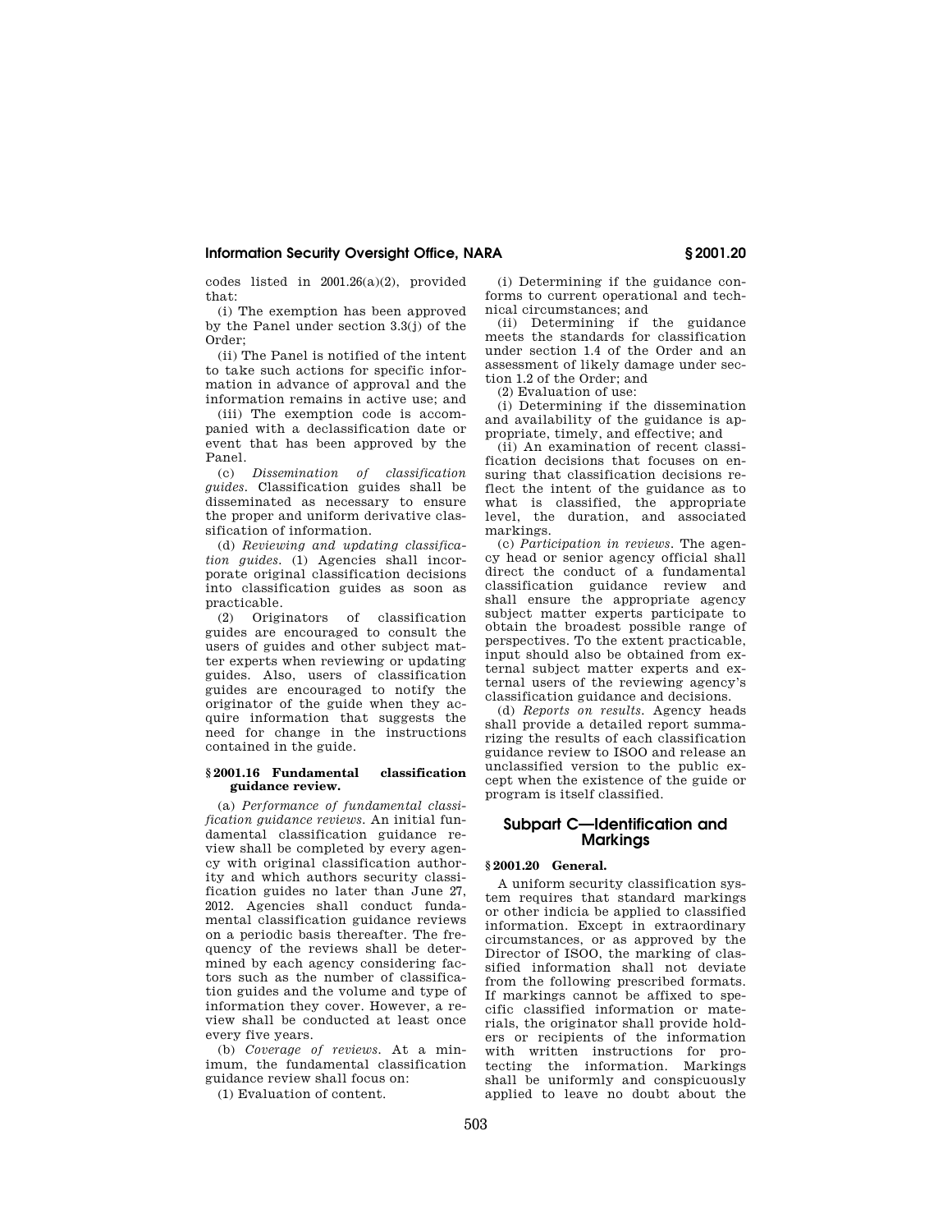codes listed in 2001.26(a)(2), provided that:

(i) The exemption has been approved by the Panel under section 3.3(j) of the Order;

(ii) The Panel is notified of the intent to take such actions for specific information in advance of approval and the information remains in active use; and

(iii) The exemption code is accompanied with a declassification date or event that has been approved by the Panel.

(c) *Dissemination of classification guides.* Classification guides shall be disseminated as necessary to ensure the proper and uniform derivative classification of information.

(d) *Reviewing and updating classification guides.* (1) Agencies shall incorporate original classification decisions into classification guides as soon as practicable.

(2) Originators of classification guides are encouraged to consult the users of guides and other subject matter experts when reviewing or updating guides. Also, users of classification guides are encouraged to notify the originator of the guide when they acquire information that suggests the need for change in the instructions contained in the guide.

### § 2001.16 Fundamental classification guidance review.

(a) *Performance of fundamental classification guidance reviews.* An initial fundamental classification guidance review shall be completed by every agency with original classification authority and which authors security classification guides no later than June 27, 2012. Agencies shall conduct fundamental classification guidance reviews on a periodic basis thereafter. The frequency of the reviews shall be determined by each agency considering factors such as the number of classification guides and the volume and type of information they cover. However, a review shall be conducted at least once every five years.

(b) *Coverage of reviews.* At a minimum, the fundamental classification guidance review shall focus on:

(1) Evaluation of content.

(i) Determining if the guidance conforms to current operational and technical circumstances; and

(ii) Determining if the guidance meets the standards for classification under section 1.4 of the Order and an assessment of likely damage under section 1.2 of the Order; and

(2) Evaluation of use:

(i) Determining if the dissemination and availability of the guidance is appropriate, timely, and effective; and

(ii) An examination of recent classification decisions that focuses on ensuring that classification decisions reflect the intent of the guidance as to what is classified, the appropriate level, the duration, and associated markings.

(c) *Participation in reviews.* The agency head or senior agency official shall direct the conduct of a fundamental classification guidance review and shall ensure the appropriate agency subject matter experts participate to obtain the broadest possible range of perspectives. To the extent practicable, input should also be obtained from external subject matter experts and external users of the reviewing agency's classification guidance and decisions.

(d) *Reports on results.* Agency heads shall provide a detailed report summarizing the results of each classification guidance review to ISOO and release an unclassified version to the public except when the existence of the guide or program is itself classified.

## Subpart C—Identification and Markings

### § 2001.20 General.

A uniform security classification system requires that standard markings or other indicia be applied to classified information. Except in extraordinary circumstances, or as approved by the Director of ISOO, the marking of classified information shall not deviate from the following prescribed formats. If markings cannot be affixed to specific classified information or materials, the originator shall provide holders or recipients of the information with written instructions for protecting the information. Markings shall be uniformly and conspicuously applied to leave no doubt about the